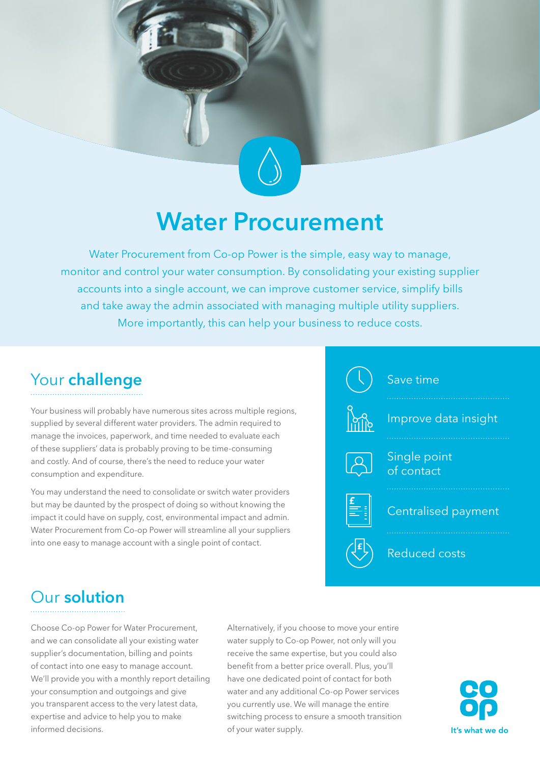# Water Procurement

Water Procurement from Co-op Power is the simple, easy way to manage, monitor and control your water consumption. By consolidating your existing supplier accounts into a single account, we can improve customer service, simplify bills and take away the admin associated with managing multiple utility suppliers. More importantly, this can help your business to reduce costs.

## Your **challenge**

Your business will probably have numerous sites across multiple regions, supplied by several different water providers. The admin required to manage the invoices, paperwork, and time needed to evaluate each of these suppliers' data is probably proving to be time-consuming and costly. And of course, there's the need to reduce your water consumption and expenditure.

You may understand the need to consolidate or switch water providers but may be daunted by the prospect of doing so without knowing the impact it could have on supply, cost, environmental impact and admin. Water Procurement from Co-op Power will streamline all your suppliers into one easy to manage account with a single point of contact.

- Save time
- Improve data insight
- Single point of contact
- Centralised payment
- Reduced costs

## Our **solution**

Choose Co-op Power for Water Procurement, and we can consolidate all your existing water supplier's documentation, billing and points of contact into one easy to manage account. We'll provide you with a monthly report detailing your consumption and outgoings and give you transparent access to the very latest data, expertise and advice to help you to make informed decisions.

Alternatively, if you choose to move your entire water supply to Co-op Power, not only will you receive the same expertise, but you could also benefit from a better price overall. Plus, you'll have one dedicated point of contact for both water and any additional Co-op Power services you currently use. We will manage the entire switching process to ensure a smooth transition of your water supply.

co op

It's what we do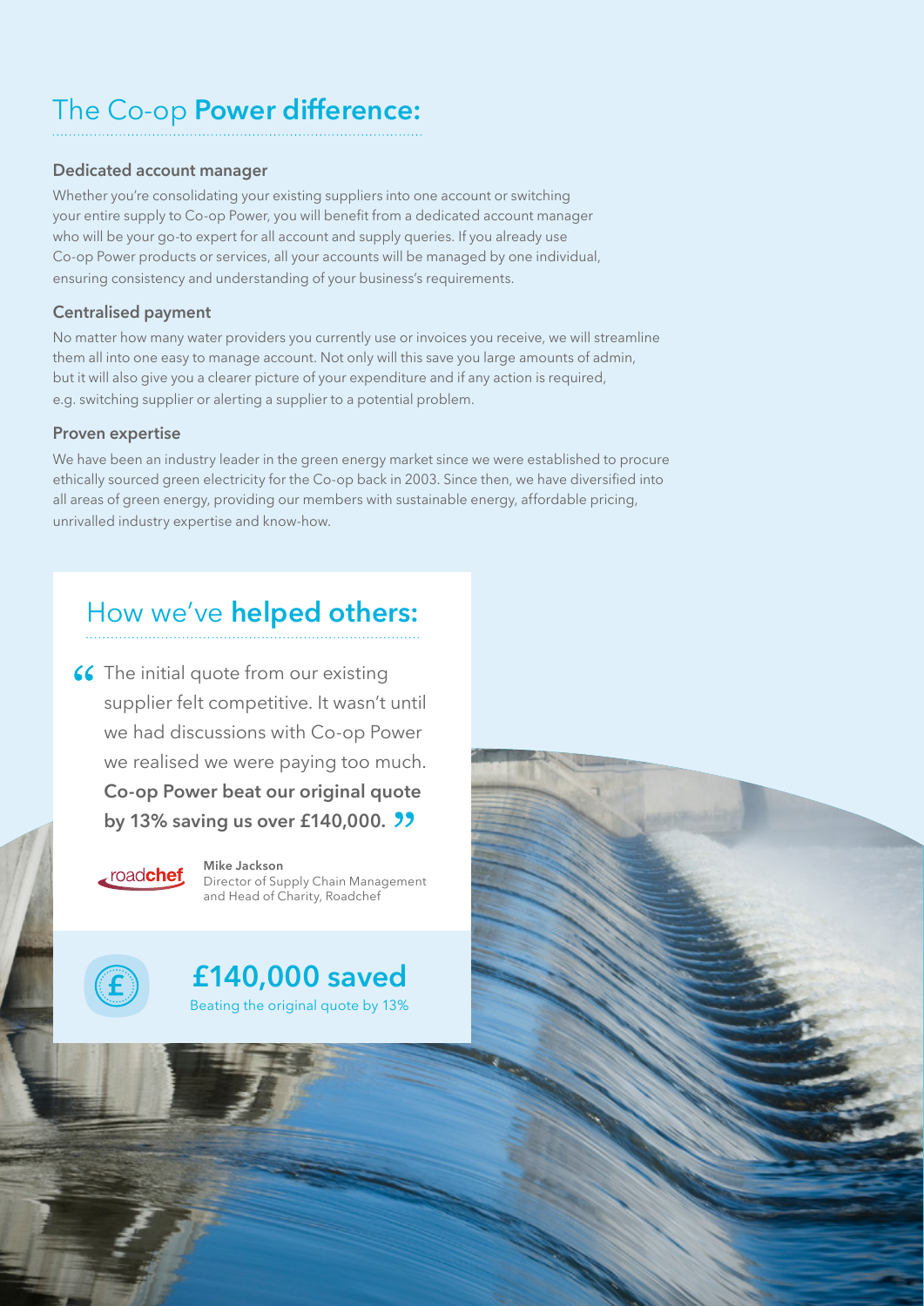## The Co-op **Power difference:**

### Dedicated account manager

Whether you're consolidating your existing suppliers into one account or switching your entire supply to Co-op Power, you will benefit from a dedicated account manager who will be your go-to expert for all account and supply queries. If you already use Co-op Power products or services, all your accounts will be managed by one individual, ensuring consistency and understanding of your business's requirements.

### Centralised payment

No matter how many water providers you currently use or invoices you receive, we will streamline them all into one easy to manage account. Not only will this save you large amounts of admin, but it will also give you a clearer picture of your expenditure and if any action is required, e.g. switching supplier or alerting a supplier to a potential problem.

### Proven expertise

We have been an industry leader in the green energy market since we were established to procure ethically sourced green electricity for the Co-op back in 2003. Since then, we have diversified into all areas of green energy, providing our members with sustainable energy, affordable pricing, unrivalled industry expertise and know-how.

## How we've **helped others:**

> "The initial quote from our existing supplier felt competitive. It wasn't until we had discussions with Co-op Power we realised we were paying too much. **Co-op Power beat our original quote by 13% saving us over £140,000.**"

roadchef

**Mike Jackson**
Director of Supply Chain Management and Head of Charity, Roadchef

**£140,000 saved**
Beating the original quote by 13%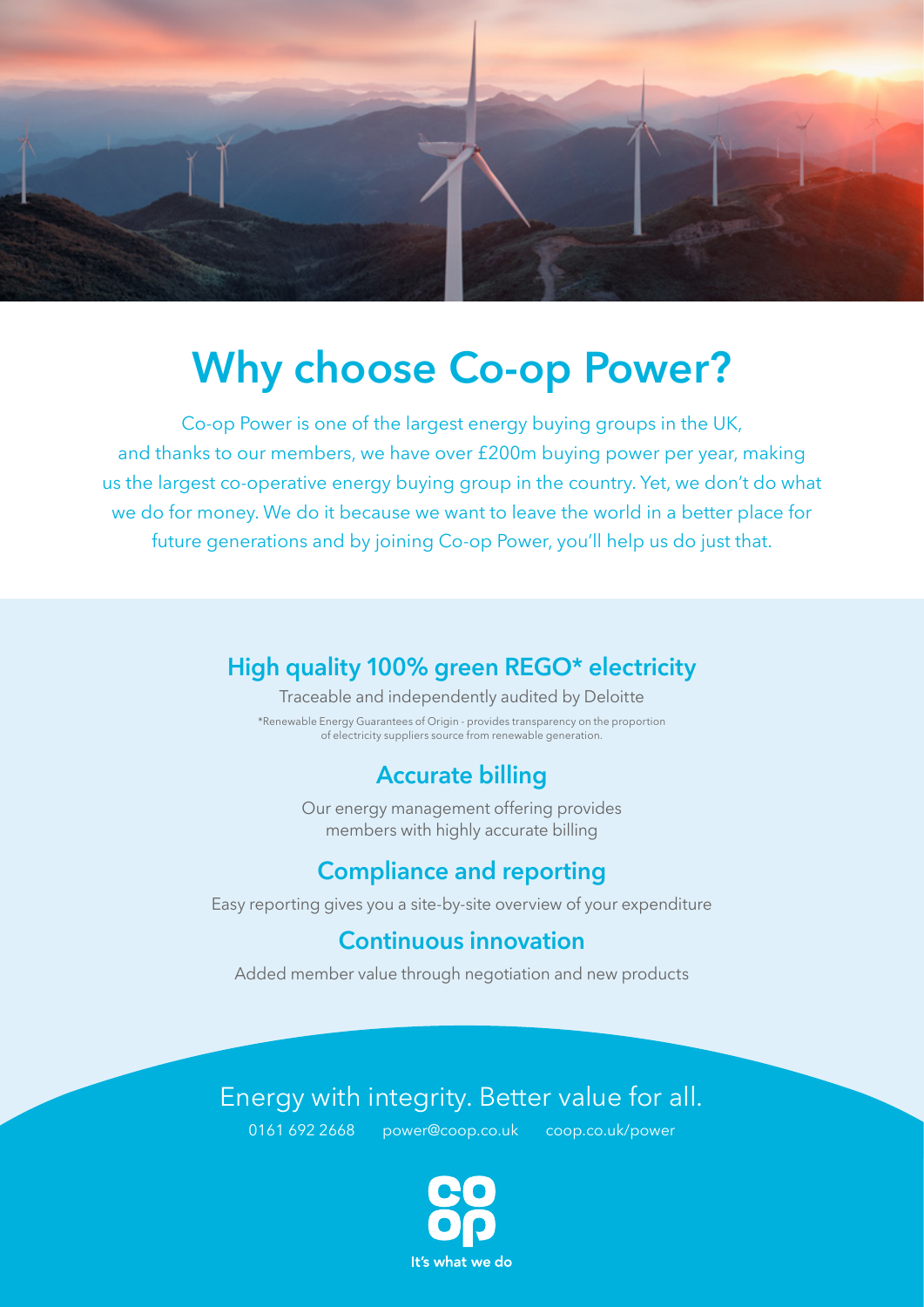# Why choose Co-op Power?

Co-op Power is one of the largest energy buying groups in the UK, and thanks to our members, we have over £200m buying power per year, making us the largest co-operative energy buying group in the country. Yet, we don't do what we do for money. We do it because we want to leave the world in a better place for future generations and by joining Co-op Power, you'll help us do just that.

## High quality 100% green REGO* electricity

Traceable and independently audited by Deloitte

*Renewable Energy Guarantees of Origin - provides transparency on the proportion of electricity suppliers source from renewable generation.

## Accurate billing

Our energy management offering provides members with highly accurate billing

## Compliance and reporting

Easy reporting gives you a site-by-site overview of your expenditure

## Continuous innovation

Added member value through negotiation and new products

Energy with integrity. Better value for all.

0161 692 2668 power@coop.co.uk coop.co.uk/power

co op

It's what we do